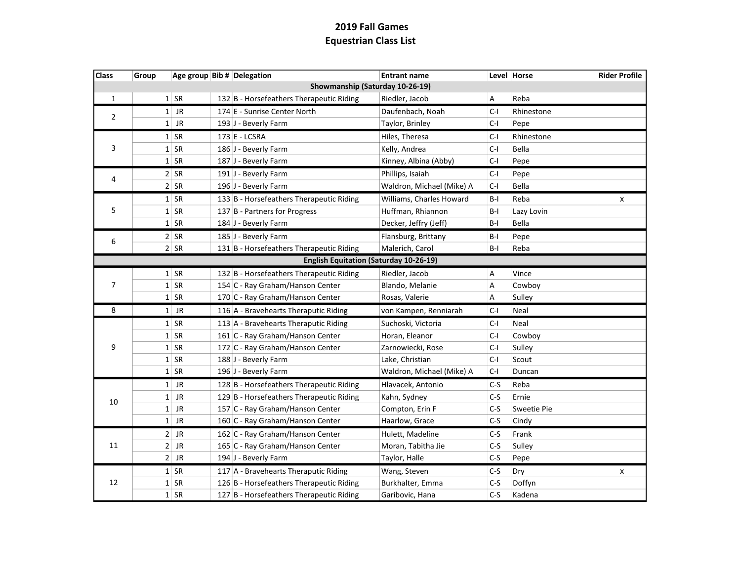# 2019 Fall Games

## Equestrian Class List

| Class | Group | Age group | Bib # | Delegation | Entrant name | Level | Horse | Rider Profile |
|---|---|---|---|---|---|---|---|---|
| **Showmanship (Saturday 10-26-19)** | | | | | | | | |
| 1 | 1 | SR | 132 | B - Horsefeathers Therapeutic Riding | Riedler, Jacob | A | Reba | |
| 2 | 1 | JR | 174 | E - Sunrise Center North | Daufenbach, Noah | C-I | Rhinestone | |
| | 1 | JR | 193 | J - Beverly Farm | Taylor, Brinley | C-I | Pepe | |
| 3 | 1 | SR | 173 | E - LCSRA | Hiles, Theresa | C-I | Rhinestone | |
| | 1 | SR | 186 | J - Beverly Farm | Kelly, Andrea | C-I | Bella | |
| | 1 | SR | 187 | J - Beverly Farm | Kinney, Albina (Abby) | C-I | Pepe | |
| 4 | 2 | SR | 191 | J - Beverly Farm | Phillips, Isaiah | C-I | Pepe | |
| | 2 | SR | 196 | J - Beverly Farm | Waldron, Michael (Mike) A | C-I | Bella | |
| 5 | 1 | SR | 133 | B - Horsefeathers Therapeutic Riding | Williams, Charles Howard | B-I | Reba | x |
| | 1 | SR | 137 | B - Partners for Progress | Huffman, Rhiannon | B-I | Lazy Lovin | |
| | 1 | SR | 184 | J - Beverly Farm | Decker, Jeffry (Jeff) | B-I | Bella | |
| 6 | 2 | SR | 185 | J - Beverly Farm | Flansburg, Brittany | B-I | Pepe | |
| | 2 | SR | 131 | B - Horsefeathers Therapeutic Riding | Malerich, Carol | B-I | Reba | |
| **English Equitation (Saturday 10-26-19)** | | | | | | | | |
| 7 | 1 | SR | 132 | B - Horsefeathers Therapeutic Riding | Riedler, Jacob | A | Vince | |
| | 1 | SR | 154 | C - Ray Graham/Hanson Center | Blando, Melanie | A | Cowboy | |
| | 1 | SR | 170 | C - Ray Graham/Hanson Center | Rosas, Valerie | A | Sulley | |
| 8 | 1 | JR | 116 | A - Bravehearts Theraputic Riding | von Kampen, Renniarah | C-I | Neal | |
| 9 | 1 | SR | 113 | A - Bravehearts Theraputic Riding | Suchoski, Victoria | C-I | Neal | |
| | 1 | SR | 161 | C - Ray Graham/Hanson Center | Horan, Eleanor | C-I | Cowboy | |
| | 1 | SR | 172 | C - Ray Graham/Hanson Center | Zarnowiecki, Rose | C-I | Sulley | |
| | 1 | SR | 188 | J - Beverly Farm | Lake, Christian | C-I | Scout | |
| | 1 | SR | 196 | J - Beverly Farm | Waldron, Michael (Mike) A | C-I | Duncan | |
| 10 | 1 | JR | 128 | B - Horsefeathers Therapeutic Riding | Hlavacek, Antonio | C-S | Reba | |
| | 1 | JR | 129 | B - Horsefeathers Therapeutic Riding | Kahn, Sydney | C-S | Ernie | |
| | 1 | JR | 157 | C - Ray Graham/Hanson Center | Compton, Erin F | C-S | Sweetie Pie | |
| | 1 | JR | 160 | C - Ray Graham/Hanson Center | Haarlow, Grace | C-S | Cindy | |
| 11 | 2 | JR | 162 | C - Ray Graham/Hanson Center | Hulett, Madeline | C-S | Frank | |
| | 2 | JR | 165 | C - Ray Graham/Hanson Center | Moran, Tabitha Jie | C-S | Sulley | |
| | 2 | JR | 194 | J - Beverly Farm | Taylor, Halle | C-S | Pepe | |
| 12 | 1 | SR | 117 | A - Bravehearts Theraputic Riding | Wang, Steven | C-S | Dry | x |
| | 1 | SR | 126 | B - Horsefeathers Therapeutic Riding | Burkhalter, Emma | C-S | Doffyn | |
| | 1 | SR | 127 | B - Horsefeathers Therapeutic Riding | Garibovic, Hana | C-S | Kadena | |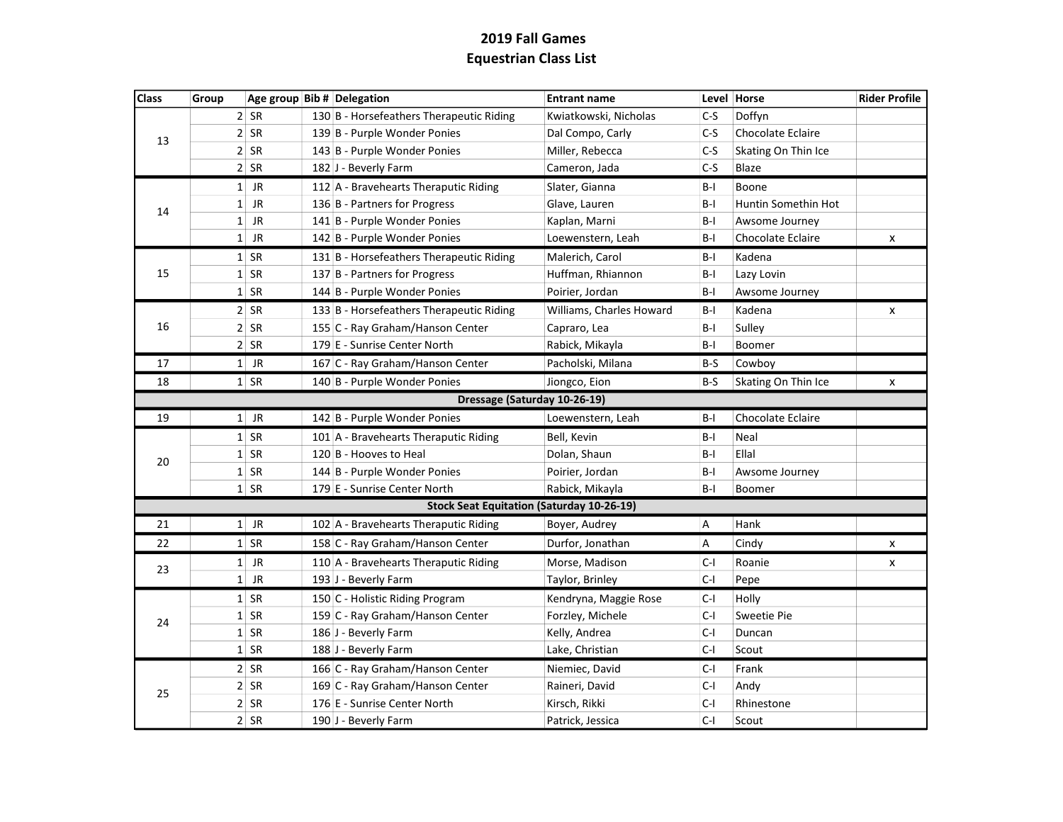## 2019 Fall Games
## Equestrian Class List

| Class | Group | Age group | Bib # | Delegation | Entrant name | Level | Horse | Rider Profile |
|---|---|---|---|---|---|---|---|---|
| 13 | 2 | SR | 130 | B - Horsefeathers Therapeutic Riding | Kwiatkowski, Nicholas | C-S | Doffyn | |
| | 2 | SR | 139 | B - Purple Wonder Ponies | Dal Compo, Carly | C-S | Chocolate Eclaire | |
| | 2 | SR | 143 | B - Purple Wonder Ponies | Miller, Rebecca | C-S | Skating On Thin Ice | |
| | 2 | SR | 182 | J - Beverly Farm | Cameron, Jada | C-S | Blaze | |
| 14 | 1 | JR | 112 | A - Bravehearts Theraputic Riding | Slater, Gianna | B-I | Boone | |
| | 1 | JR | 136 | B - Partners for Progress | Glave, Lauren | B-I | Huntin Somethin Hot | |
| | 1 | JR | 141 | B - Purple Wonder Ponies | Kaplan, Marni | B-I | Awsome Journey | |
| | 1 | JR | 142 | B - Purple Wonder Ponies | Loewenstern, Leah | B-I | Chocolate Eclaire | x |
| 15 | 1 | SR | 131 | B - Horsefeathers Therapeutic Riding | Malerich, Carol | B-I | Kadena | |
| | 1 | SR | 137 | B - Partners for Progress | Huffman, Rhiannon | B-I | Lazy Lovin | |
| | 1 | SR | 144 | B - Purple Wonder Ponies | Poirier, Jordan | B-I | Awsome Journey | |
| 16 | 2 | SR | 133 | B - Horsefeathers Therapeutic Riding | Williams, Charles Howard | B-I | Kadena | x |
| | 2 | SR | 155 | C - Ray Graham/Hanson Center | Capraro, Lea | B-I | Sulley | |
| | 2 | SR | 179 | E - Sunrise Center North | Rabick, Mikayla | B-I | Boomer | |
| 17 | 1 | JR | 167 | C - Ray Graham/Hanson Center | Pacholski, Milana | B-S | Cowboy | |
| 18 | 1 | SR | 140 | B - Purple Wonder Ponies | Jiongco, Eion | B-S | Skating On Thin Ice | x |
| **Dressage (Saturday 10-26-19)** | | | | | | | | |
| 19 | 1 | JR | 142 | B - Purple Wonder Ponies | Loewenstern, Leah | B-I | Chocolate Eclaire | |
| 20 | 1 | SR | 101 | A - Bravehearts Theraputic Riding | Bell, Kevin | B-I | Neal | |
| | 1 | SR | 120 | B - Hooves to Heal | Dolan, Shaun | B-I | Ellal | |
| | 1 | SR | 144 | B - Purple Wonder Ponies | Poirier, Jordan | B-I | Awsome Journey | |
| | 1 | SR | 179 | E - Sunrise Center North | Rabick, Mikayla | B-I | Boomer | |
| **Stock Seat Equitation (Saturday 10-26-19)** | | | | | | | | |
| 21 | 1 | JR | 102 | A - Bravehearts Theraputic Riding | Boyer, Audrey | A | Hank | |
| 22 | 1 | SR | 158 | C - Ray Graham/Hanson Center | Durfor, Jonathan | A | Cindy | x |
| 23 | 1 | JR | 110 | A - Bravehearts Theraputic Riding | Morse, Madison | C-I | Roanie | x |
| | 1 | JR | 193 | J - Beverly Farm | Taylor, Brinley | C-I | Pepe | |
| 24 | 1 | SR | 150 | C - Holistic Riding Program | Kendryna, Maggie Rose | C-I | Holly | |
| | 1 | SR | 159 | C - Ray Graham/Hanson Center | Forzley, Michele | C-I | Sweetie Pie | |
| | 1 | SR | 186 | J - Beverly Farm | Kelly, Andrea | C-I | Duncan | |
| | 1 | SR | 188 | J - Beverly Farm | Lake, Christian | C-I | Scout | |
| 25 | 2 | SR | 166 | C - Ray Graham/Hanson Center | Niemiec, David | C-I | Frank | |
| | 2 | SR | 169 | C - Ray Graham/Hanson Center | Raineri, David | C-I | Andy | |
| | 2 | SR | 176 | E - Sunrise Center North | Kirsch, Rikki | C-I | Rhinestone | |
| | 2 | SR | 190 | J - Beverly Farm | Patrick, Jessica | C-I | Scout | |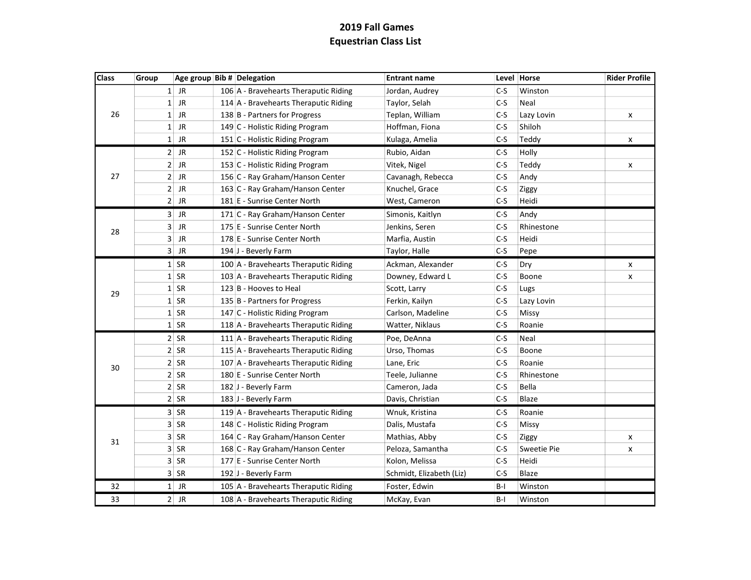# 2019 Fall Games
## Equestrian Class List

| Class | Group | Age group | Bib # | Delegation | Entrant name | Level | Horse | Rider Profile |
|---|---|---|---|---|---|---|---|---|
| 26 | 1 | JR | 106 | A - Bravehearts Theraputic Riding | Jordan, Audrey | C-S | Winston | |
| | 1 | JR | 114 | A - Bravehearts Theraputic Riding | Taylor, Selah | C-S | Neal | |
| | 1 | JR | 138 | B - Partners for Progress | Teplan, William | C-S | Lazy Lovin | x |
| | 1 | JR | 149 | C - Holistic Riding Program | Hoffman, Fiona | C-S | Shiloh | |
| | 1 | JR | 151 | C - Holistic Riding Program | Kulaga, Amelia | C-S | Teddy | x |
| 27 | 2 | JR | 152 | C - Holistic Riding Program | Rubio, Aidan | C-S | Holly | |
| | 2 | JR | 153 | C - Holistic Riding Program | Vitek, Nigel | C-S | Teddy | x |
| | 2 | JR | 156 | C - Ray Graham/Hanson Center | Cavanagh, Rebecca | C-S | Andy | |
| | 2 | JR | 163 | C - Ray Graham/Hanson Center | Knuchel, Grace | C-S | Ziggy | |
| | 2 | JR | 181 | E - Sunrise Center North | West, Cameron | C-S | Heidi | |
| 28 | 3 | JR | 171 | C - Ray Graham/Hanson Center | Simonis, Kaitlyn | C-S | Andy | |
| | 3 | JR | 175 | E - Sunrise Center North | Jenkins, Seren | C-S | Rhinestone | |
| | 3 | JR | 178 | E - Sunrise Center North | Marfia, Austin | C-S | Heidi | |
| | 3 | JR | 194 | J - Beverly Farm | Taylor, Halle | C-S | Pepe | |
| 29 | 1 | SR | 100 | A - Bravehearts Theraputic Riding | Ackman, Alexander | C-S | Dry | x |
| | 1 | SR | 103 | A - Bravehearts Theraputic Riding | Downey, Edward L | C-S | Boone | x |
| | 1 | SR | 123 | B - Hooves to Heal | Scott, Larry | C-S | Lugs | |
| | 1 | SR | 135 | B - Partners for Progress | Ferkin, Kailyn | C-S | Lazy Lovin | |
| | 1 | SR | 147 | C - Holistic Riding Program | Carlson, Madeline | C-S | Missy | |
| | 1 | SR | 118 | A - Bravehearts Theraputic Riding | Watter, Niklaus | C-S | Roanie | |
| 30 | 2 | SR | 111 | A - Bravehearts Theraputic Riding | Poe, DeAnna | C-S | Neal | |
| | 2 | SR | 115 | A - Bravehearts Theraputic Riding | Urso, Thomas | C-S | Boone | |
| | 2 | SR | 107 | A - Bravehearts Theraputic Riding | Lane, Eric | C-S | Roanie | |
| | 2 | SR | 180 | E - Sunrise Center North | Teele, Julianne | C-S | Rhinestone | |
| | 2 | SR | 182 | J - Beverly Farm | Cameron, Jada | C-S | Bella | |
| | 2 | SR | 183 | J - Beverly Farm | Davis, Christian | C-S | Blaze | |
| 31 | 3 | SR | 119 | A - Bravehearts Theraputic Riding | Wnuk, Kristina | C-S | Roanie | |
| | 3 | SR | 148 | C - Holistic Riding Program | Dalis, Mustafa | C-S | Missy | |
| | 3 | SR | 164 | C - Ray Graham/Hanson Center | Mathias, Abby | C-S | Ziggy | x |
| | 3 | SR | 168 | C - Ray Graham/Hanson Center | Peloza, Samantha | C-S | Sweetie Pie | x |
| | 3 | SR | 177 | E - Sunrise Center North | Kolon, Melissa | C-S | Heidi | |
| | 3 | SR | 192 | J - Beverly Farm | Schmidt, Elizabeth (Liz) | C-S | Blaze | |
| 32 | 1 | JR | 105 | A - Bravehearts Theraputic Riding | Foster, Edwin | B-I | Winston | |
| 33 | 2 | JR | 108 | A - Bravehearts Theraputic Riding | McKay, Evan | B-I | Winston | |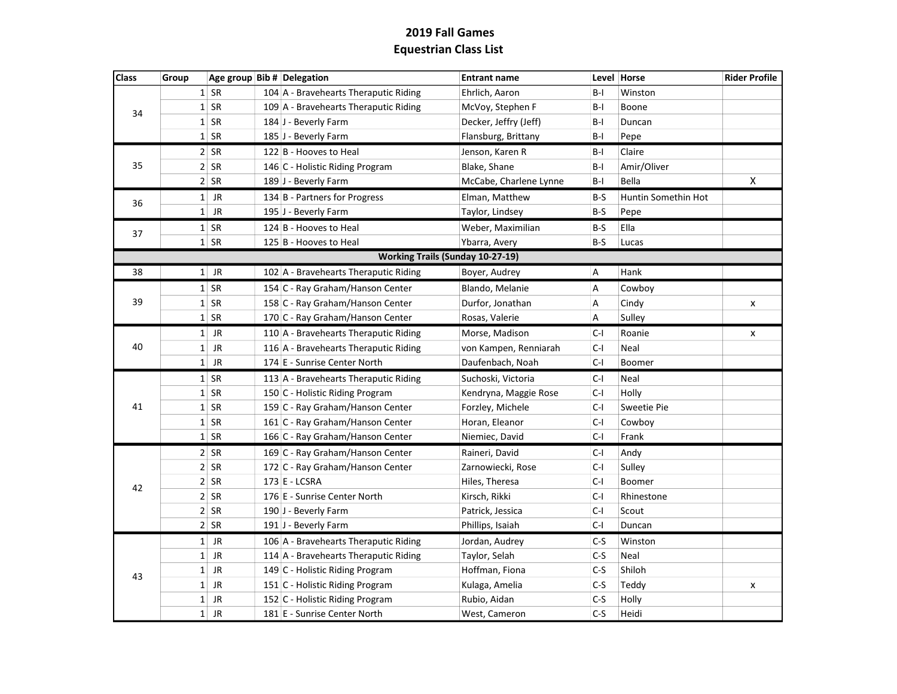## 2019 Fall Games
## Equestrian Class List

| Class | Group | Age group | Bib # | Delegation | Entrant name | Level | Horse | Rider Profile |
|---|---|---|---|---|---|---|---|---|
| 34 | 1 | SR | 104 | A - Bravehearts Theraputic Riding | Ehrlich, Aaron | B-I | Winston | |
| | 1 | SR | 109 | A - Bravehearts Theraputic Riding | McVoy, Stephen F | B-I | Boone | |
| | 1 | SR | 184 | J - Beverly Farm | Decker, Jeffry (Jeff) | B-I | Duncan | |
| | 1 | SR | 185 | J - Beverly Farm | Flansburg, Brittany | B-I | Pepe | |
| 35 | 2 | SR | 122 | B - Hooves to Heal | Jenson, Karen R | B-I | Claire | |
| | 2 | SR | 146 | C - Holistic Riding Program | Blake, Shane | B-I | Amir/Oliver | |
| | 2 | SR | 189 | J - Beverly Farm | McCabe, Charlene Lynne | B-I | Bella | X |
| 36 | 1 | JR | 134 | B - Partners for Progress | Elman, Matthew | B-S | Huntin Somethin Hot | |
| | 1 | JR | 195 | J - Beverly Farm | Taylor, Lindsey | B-S | Pepe | |
| 37 | 1 | SR | 124 | B - Hooves to Heal | Weber, Maximilian | B-S | Ella | |
| | 1 | SR | 125 | B - Hooves to Heal | Ybarra, Avery | B-S | Lucas | |
| **Working Trails (Sunday 10-27-19)** | | | | | | | | |
| 38 | 1 | JR | 102 | A - Bravehearts Theraputic Riding | Boyer, Audrey | A | Hank | |
| 39 | 1 | SR | 154 | C - Ray Graham/Hanson Center | Blando, Melanie | A | Cowboy | |
| | 1 | SR | 158 | C - Ray Graham/Hanson Center | Durfor, Jonathan | A | Cindy | x |
| | 1 | SR | 170 | C - Ray Graham/Hanson Center | Rosas, Valerie | A | Sulley | |
| 40 | 1 | JR | 110 | A - Bravehearts Theraputic Riding | Morse, Madison | C-I | Roanie | x |
| | 1 | JR | 116 | A - Bravehearts Theraputic Riding | von Kampen, Renniarah | C-I | Neal | |
| | 1 | JR | 174 | E - Sunrise Center North | Daufenbach, Noah | C-I | Boomer | |
| 41 | 1 | SR | 113 | A - Bravehearts Theraputic Riding | Suchoski, Victoria | C-I | Neal | |
| | 1 | SR | 150 | C - Holistic Riding Program | Kendryna, Maggie Rose | C-I | Holly | |
| | 1 | SR | 159 | C - Ray Graham/Hanson Center | Forzley, Michele | C-I | Sweetie Pie | |
| | 1 | SR | 161 | C - Ray Graham/Hanson Center | Horan, Eleanor | C-I | Cowboy | |
| | 1 | SR | 166 | C - Ray Graham/Hanson Center | Niemiec, David | C-I | Frank | |
| 42 | 2 | SR | 169 | C - Ray Graham/Hanson Center | Raineri, David | C-I | Andy | |
| | 2 | SR | 172 | C - Ray Graham/Hanson Center | Zarnowiecki, Rose | C-I | Sulley | |
| | 2 | SR | 173 | E - LCSRA | Hiles, Theresa | C-I | Boomer | |
| | 2 | SR | 176 | E - Sunrise Center North | Kirsch, Rikki | C-I | Rhinestone | |
| | 2 | SR | 190 | J - Beverly Farm | Patrick, Jessica | C-I | Scout | |
| | 2 | SR | 191 | J - Beverly Farm | Phillips, Isaiah | C-I | Duncan | |
| 43 | 1 | JR | 106 | A - Bravehearts Theraputic Riding | Jordan, Audrey | C-S | Winston | |
| | 1 | JR | 114 | A - Bravehearts Theraputic Riding | Taylor, Selah | C-S | Neal | |
| | 1 | JR | 149 | C - Holistic Riding Program | Hoffman, Fiona | C-S | Shiloh | |
| | 1 | JR | 151 | C - Holistic Riding Program | Kulaga, Amelia | C-S | Teddy | x |
| | 1 | JR | 152 | C - Holistic Riding Program | Rubio, Aidan | C-S | Holly | |
| | 1 | JR | 181 | E - Sunrise Center North | West, Cameron | C-S | Heidi | |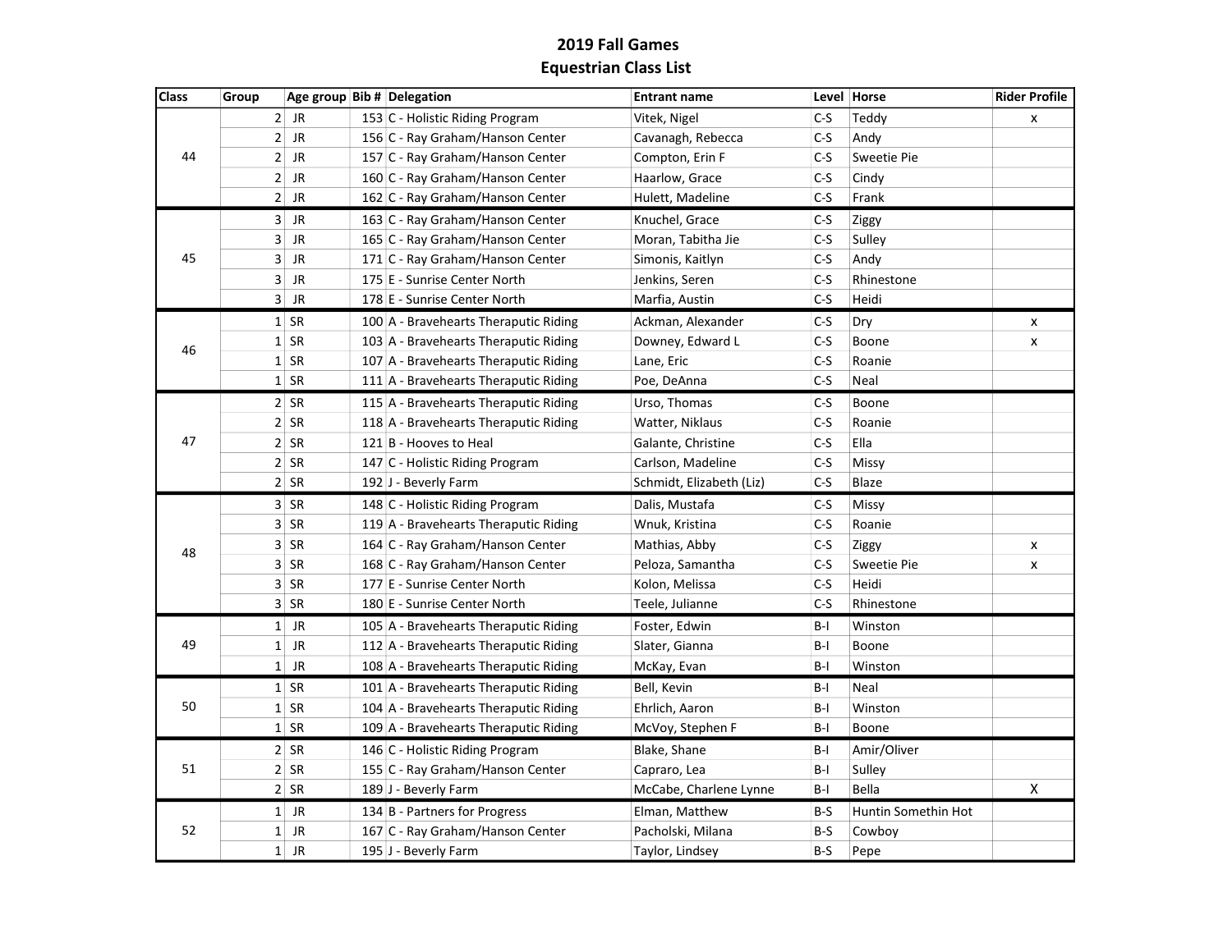## 2019 Fall Games
## Equestrian Class List

| Class | Group | Age group | Bib # | Delegation | Entrant name | Level | Horse | Rider Profile |
|---|---|---|---|---|---|---|---|---|
| 44 | 2 | JR | 153 | C - Holistic Riding Program | Vitek, Nigel | C-S | Teddy | x |
| | 2 | JR | 156 | C - Ray Graham/Hanson Center | Cavanagh, Rebecca | C-S | Andy | |
| | 2 | JR | 157 | C - Ray Graham/Hanson Center | Compton, Erin F | C-S | Sweetie Pie | |
| | 2 | JR | 160 | C - Ray Graham/Hanson Center | Haarlow, Grace | C-S | Cindy | |
| | 2 | JR | 162 | C - Ray Graham/Hanson Center | Hulett, Madeline | C-S | Frank | |
| 45 | 3 | JR | 163 | C - Ray Graham/Hanson Center | Knuchel, Grace | C-S | Ziggy | |
| | 3 | JR | 165 | C - Ray Graham/Hanson Center | Moran, Tabitha Jie | C-S | Sulley | |
| | 3 | JR | 171 | C - Ray Graham/Hanson Center | Simonis, Kaitlyn | C-S | Andy | |
| | 3 | JR | 175 | E - Sunrise Center North | Jenkins, Seren | C-S | Rhinestone | |
| | 3 | JR | 178 | E - Sunrise Center North | Marfia, Austin | C-S | Heidi | |
| 46 | 1 | SR | 100 | A - Bravehearts Theraputic Riding | Ackman, Alexander | C-S | Dry | x |
| | 1 | SR | 103 | A - Bravehearts Theraputic Riding | Downey, Edward L | C-S | Boone | x |
| | 1 | SR | 107 | A - Bravehearts Theraputic Riding | Lane, Eric | C-S | Roanie | |
| | 1 | SR | 111 | A - Bravehearts Theraputic Riding | Poe, DeAnna | C-S | Neal | |
| 47 | 2 | SR | 115 | A - Bravehearts Theraputic Riding | Urso, Thomas | C-S | Boone | |
| | 2 | SR | 118 | A - Bravehearts Theraputic Riding | Watter, Niklaus | C-S | Roanie | |
| | 2 | SR | 121 | B - Hooves to Heal | Galante, Christine | C-S | Ella | |
| | 2 | SR | 147 | C - Holistic Riding Program | Carlson, Madeline | C-S | Missy | |
| | 2 | SR | 192 | J - Beverly Farm | Schmidt, Elizabeth (Liz) | C-S | Blaze | |
| 48 | 3 | SR | 148 | C - Holistic Riding Program | Dalis, Mustafa | C-S | Missy | |
| | 3 | SR | 119 | A - Bravehearts Theraputic Riding | Wnuk, Kristina | C-S | Roanie | |
| | 3 | SR | 164 | C - Ray Graham/Hanson Center | Mathias, Abby | C-S | Ziggy | x |
| | 3 | SR | 168 | C - Ray Graham/Hanson Center | Peloza, Samantha | C-S | Sweetie Pie | x |
| | 3 | SR | 177 | E - Sunrise Center North | Kolon, Melissa | C-S | Heidi | |
| | 3 | SR | 180 | E - Sunrise Center North | Teele, Julianne | C-S | Rhinestone | |
| 49 | 1 | JR | 105 | A - Bravehearts Theraputic Riding | Foster, Edwin | B-I | Winston | |
| | 1 | JR | 112 | A - Bravehearts Theraputic Riding | Slater, Gianna | B-I | Boone | |
| | 1 | JR | 108 | A - Bravehearts Theraputic Riding | McKay, Evan | B-I | Winston | |
| 50 | 1 | SR | 101 | A - Bravehearts Theraputic Riding | Bell, Kevin | B-I | Neal | |
| | 1 | SR | 104 | A - Bravehearts Theraputic Riding | Ehrlich, Aaron | B-I | Winston | |
| | 1 | SR | 109 | A - Bravehearts Theraputic Riding | McVoy, Stephen F | B-I | Boone | |
| 51 | 2 | SR | 146 | C - Holistic Riding Program | Blake, Shane | B-I | Amir/Oliver | |
| | 2 | SR | 155 | C - Ray Graham/Hanson Center | Capraro, Lea | B-I | Sulley | |
| | 2 | SR | 189 | J - Beverly Farm | McCabe, Charlene Lynne | B-I | Bella | X |
| 52 | 1 | JR | 134 | B - Partners for Progress | Elman, Matthew | B-S | Huntin Somethin Hot | |
| | 1 | JR | 167 | C - Ray Graham/Hanson Center | Pacholski, Milana | B-S | Cowboy | |
| | 1 | JR | 195 | J - Beverly Farm | Taylor, Lindsey | B-S | Pepe | |